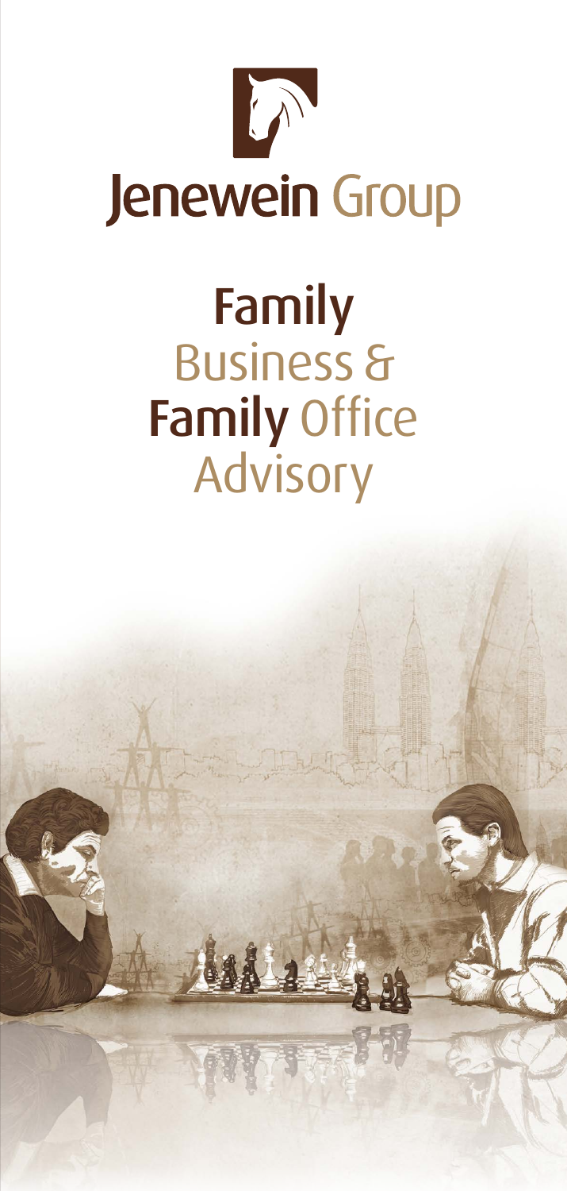# Jenewein Group

## Family Business & Family Office Advisory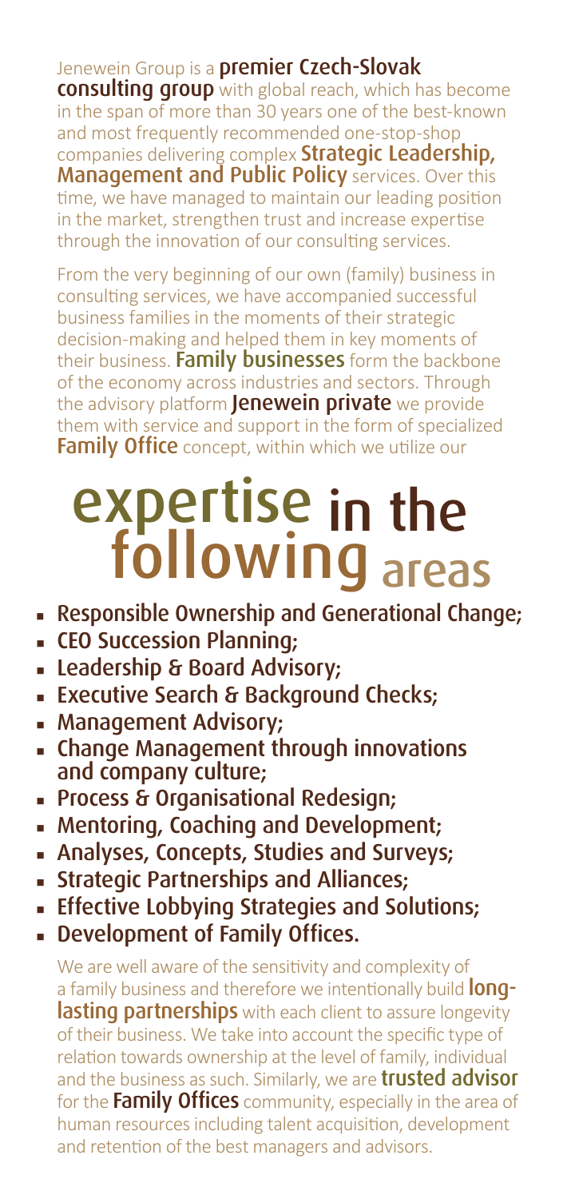Jenewein Group is a **premier Czech-Slovak consulting group** with global reach, which has become in the span of more than 30 years one of the best-known and most frequently recommended one-stop-shop companies delivering complex **Strategic Leadership, Management and Public Policy** services. Over this time, we have managed to maintain our leading position in the market, strengthen trust and increase expertise through the innovation of our consulting services.

From the very beginning of our own (family) business in consulting services, we have accompanied successful business families in the moments of their strategic decision-making and helped them in key moments of their business. **Family businesses** form the backbone of the economy across industries and sectors. Through the advisory platform **Jenewein private** we provide them with service and support in the form of specialized **Family Office** concept, within which we utilize our

# expertise in the following areas

- Responsible Ownership and Generational Change;
- CEO Succession Planning;
- Leadership & Board Advisory;
- Executive Search & Background Checks;
- Management Advisory;
- Change Management through innovations and company culture;
- Process & Organisational Redesign;
- Mentoring, Coaching and Development;
- Analyses, Concepts, Studies and Surveys;
- Strategic Partnerships and Alliances;
- Effective Lobbying Strategies and Solutions;
- Development of Family Offices.

We are well aware of the sensitivity and complexity of a family business and therefore we intentionally build **long-lasting partnerships** with each client to assure longevity of their business. We take into account the specific type of relation towards ownership at the level of family, individual and the business as such. Similarly, we are **trusted advisor** for the **Family Offices** community, especially in the area of human resources including talent acquisition, development and retention of the best managers and advisors.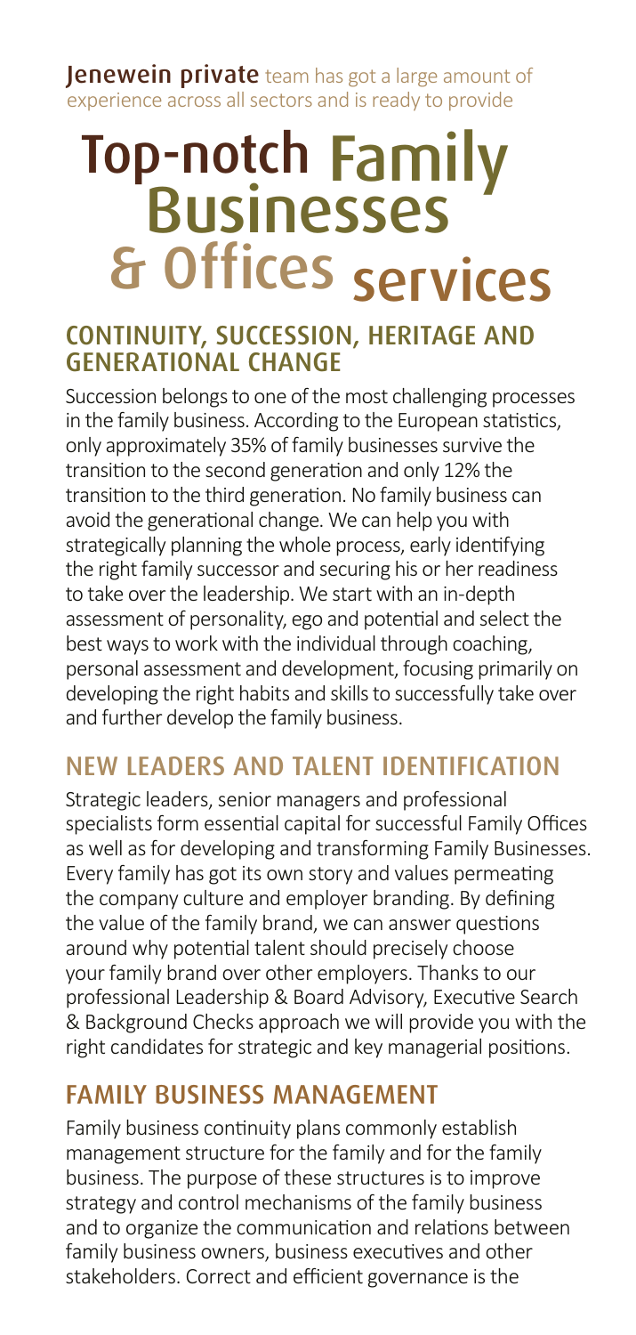**Jenewein private** team has got a large amount of experience across all sectors and is ready to provide

# Top-notch Family Businesses & Offices services

## CONTINUITY, SUCCESSION, HERITAGE AND GENERATIONAL CHANGE

Succession belongs to one of the most challenging processes in the family business. According to the European statistics, only approximately 35% of family businesses survive the transition to the second generation and only 12% the transition to the third generation. No family business can avoid the generational change. We can help you with strategically planning the whole process, early identifying the right family successor and securing his or her readiness to take over the leadership. We start with an in-depth assessment of personality, ego and potential and select the best ways to work with the individual through coaching, personal assessment and development, focusing primarily on developing the right habits and skills to successfully take over and further develop the family business.

## NEW LEADERS AND TALENT IDENTIFICATION

Strategic leaders, senior managers and professional specialists form essential capital for successful Family Offices as well as for developing and transforming Family Businesses. Every family has got its own story and values permeating the company culture and employer branding. By defining the value of the family brand, we can answer questions around why potential talent should precisely choose your family brand over other employers. Thanks to our professional Leadership & Board Advisory, Executive Search & Background Checks approach we will provide you with the right candidates for strategic and key managerial positions.

## FAMILY BUSINESS MANAGEMENT

Family business continuity plans commonly establish management structure for the family and for the family business. The purpose of these structures is to improve strategy and control mechanisms of the family business and to organize the communication and relations between family business owners, business executives and other stakeholders. Correct and efficient governance is the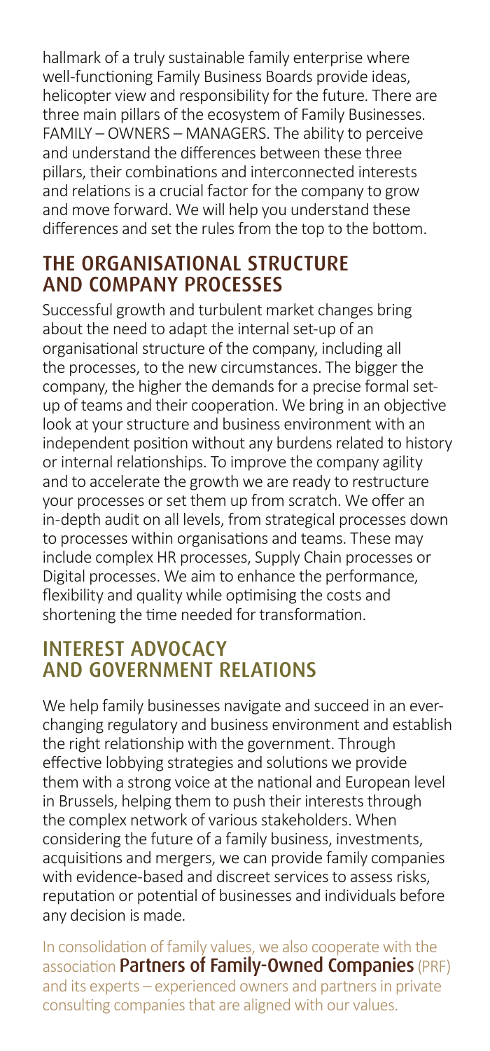hallmark of a truly sustainable family enterprise where well-functioning Family Business Boards provide ideas, helicopter view and responsibility for the future. There are three main pillars of the ecosystem of Family Businesses. FAMILY – OWNERS – MANAGERS. The ability to perceive and understand the differences between these three pillars, their combinations and interconnected interests and relations is a crucial factor for the company to grow and move forward. We will help you understand these differences and set the rules from the top to the bottom.

## THE ORGANISATIONAL STRUCTURE AND COMPANY PROCESSES

Successful growth and turbulent market changes bring about the need to adapt the internal set-up of an organisational structure of the company, including all the processes, to the new circumstances. The bigger the company, the higher the demands for a precise formal set-up of teams and their cooperation. We bring in an objective look at your structure and business environment with an independent position without any burdens related to history or internal relationships. To improve the company agility and to accelerate the growth we are ready to restructure your processes or set them up from scratch. We offer an in-depth audit on all levels, from strategical processes down to processes within organisations and teams. These may include complex HR processes, Supply Chain processes or Digital processes. We aim to enhance the performance, flexibility and quality while optimising the costs and shortening the time needed for transformation.

## INTEREST ADVOCACY AND GOVERNMENT RELATIONS

We help family businesses navigate and succeed in an ever-changing regulatory and business environment and establish the right relationship with the government. Through effective lobbying strategies and solutions we provide them with a strong voice at the national and European level in Brussels, helping them to push their interests through the complex network of various stakeholders. When considering the future of a family business, investments, acquisitions and mergers, we can provide family companies with evidence-based and discreet services to assess risks, reputation or potential of businesses and individuals before any decision is made.

In consolidation of family values, we also cooperate with the association **Partners of Family-Owned Companies** (PRF) and its experts – experienced owners and partners in private consulting companies that are aligned with our values.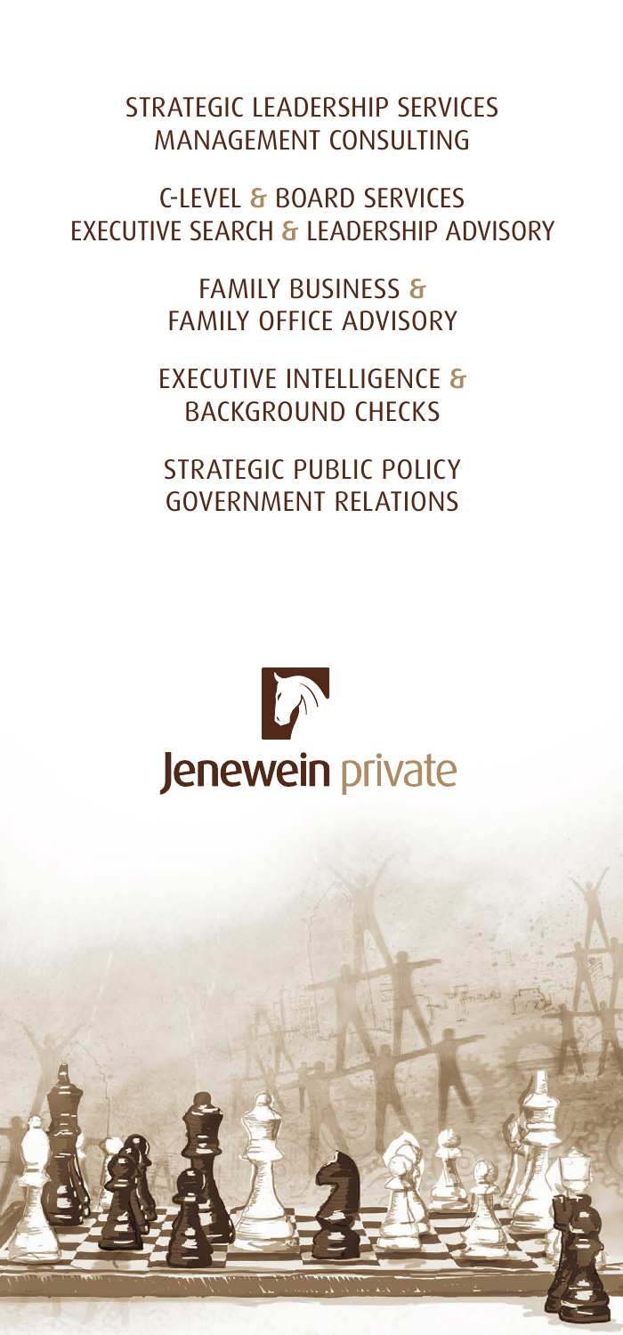STRATEGIC LEADERSHIP SERVICES
MANAGEMENT CONSULTING

C-LEVEL & BOARD SERVICES
EXECUTIVE SEARCH & LEADERSHIP ADVISORY

FAMILY BUSINESS &
FAMILY OFFICE ADVISORY

EXECUTIVE INTELLIGENCE &
BACKGROUND CHECKS

STRATEGIC PUBLIC POLICY
GOVERNMENT RELATIONS

Jenewein private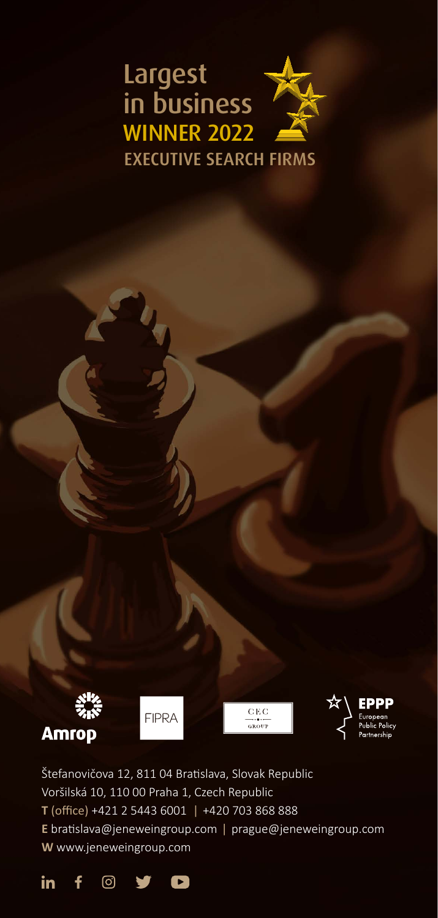Largest in business
WINNER 2022
EXECUTIVE SEARCH FIRMS

Amrop

FIPRA

CEC GROUP

EPPP European Public Policy Partnership

Štefanovičova 12, 811 04 Bratislava, Slovak Republic
Voršilská 10, 110 00 Praha 1, Czech Republic
**T** (office) +421 2 5443 6001 | +420 703 868 888
**E** bratislava@jeneweingroup.com | prague@jeneweingroup.com
**W** www.jeneweingroup.com